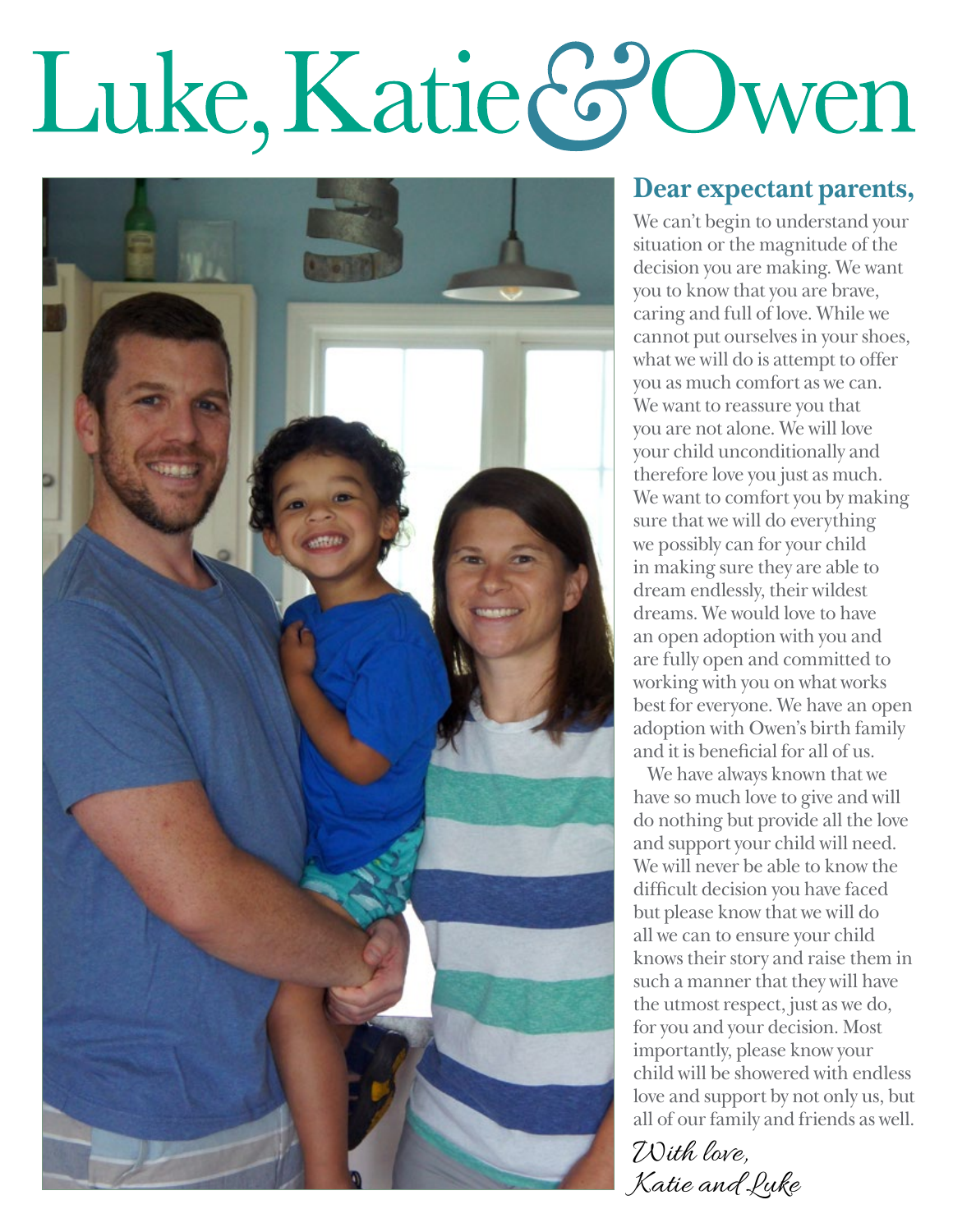# Luke, Katie & Owen

## Dear expectant parents,

We can't begin to understand your situation or the magnitude of the decision you are making. We want you to know that you are brave, caring and full of love. While we cannot put ourselves in your shoes, what we will do is attempt to offer you as much comfort as we can. We want to reassure you that you are not alone. We will love your child unconditionally and therefore love you just as much. We want to comfort you by making sure that we will do everything we possibly can for your child in making sure they are able to dream endlessly, their wildest dreams. We would love to have an open adoption with you and are fully open and committed to working with you on what works best for everyone. We have an open adoption with Owen's birth family and it is beneficial for all of us.

We have always known that we have so much love to give and will do nothing but provide all the love and support your child will need. We will never be able to know the difficult decision you have faced but please know that we will do all we can to ensure your child knows their story and raise them in such a manner that they will have the utmost respect, just as we do, for you and your decision. Most importantly, please know your child will be showered with endless love and support by not only us, but all of our family and friends as well.

*With love,*
*Katie and Luke*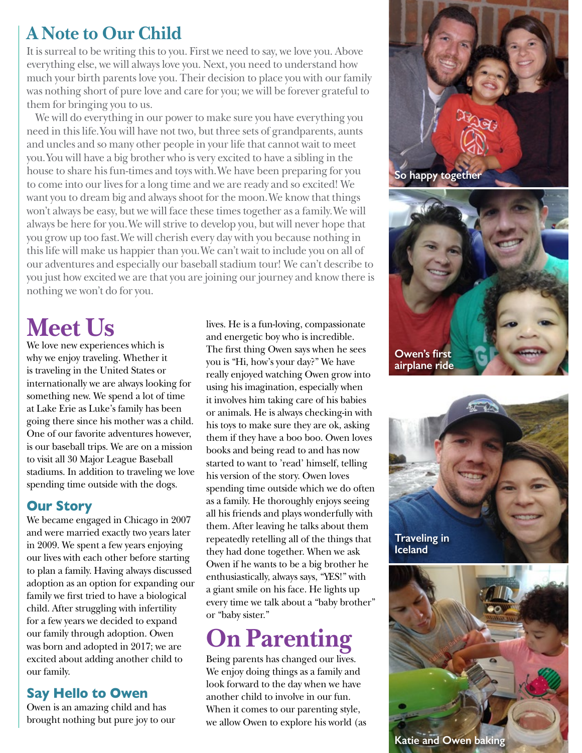## A Note to Our Child

It is surreal to be writing this to you. First we need to say, we love you. Above everything else, we will always love you. Next, you need to understand how much your birth parents love you. Their decision to place you with our family was nothing short of pure love and care for you; we will be forever grateful to them for bringing you to us.

We will do everything in our power to make sure you have everything you need in this life. You will have not two, but three sets of grandparents, aunts and uncles and so many other people in your life that cannot wait to meet you. You will have a big brother who is very excited to have a sibling in the house to share his fun-times and toys with. We have been preparing for you to come into our lives for a long time and we are ready and so excited! We want you to dream big and always shoot for the moon. We know that things won't always be easy, but we will face these times together as a family. We will always be here for you. We will strive to develop you, but will never hope that you grow up too fast. We will cherish every day with you because nothing in this life will make us happier than you. We can't wait to include you on all of our adventures and especially our baseball stadium tour! We can't describe to you just how excited we are that you are joining our journey and know there is nothing we won't do for you.

# Meet Us

We love new experiences which is why we enjoy traveling. Whether it is traveling in the United States or internationally we are always looking for something new. We spend a lot of time at Lake Erie as Luke's family has been going there since his mother was a child. One of our favorite adventures however, is our baseball trips. We are on a mission to visit all 30 Major League Baseball stadiums. In addition to traveling we love spending time outside with the dogs.

### Our Story

We became engaged in Chicago in 2007 and were married exactly two years later in 2009. We spent a few years enjoying our lives with each other before starting to plan a family. Having always discussed adoption as an option for expanding our family we first tried to have a biological child. After struggling with infertility for a few years we decided to expand our family through adoption. Owen was born and adopted in 2017; we are excited about adding another child to our family.

### Say Hello to Owen

Owen is an amazing child and has brought nothing but pure joy to our lives. He is a fun-loving, compassionate and energetic boy who is incredible. The first thing Owen says when he sees you is "Hi, how's your day?" We have really enjoyed watching Owen grow into using his imagination, especially when it involves him taking care of his babies or animals. He is always checking-in with his toys to make sure they are ok, asking them if they have a boo boo. Owen loves books and being read to and has now started to want to 'read' himself, telling his version of the story. Owen loves spending time outside which we do often as a family. He thoroughly enjoys seeing all his friends and plays wonderfully with them. After leaving he talks about them repeatedly retelling all of the things that they had done together. When we ask Owen if he wants to be a big brother he enthusiastically, always says, "YES!" with a giant smile on his face. He lights up every time we talk about a "baby brother" or "baby sister."

# On Parenting

Being parents has changed our lives. We enjoy doing things as a family and look forward to the day when we have another child to involve in our fun. When it comes to our parenting style, we allow Owen to explore his world (as

So happy together

Owen's first airplane ride

Traveling in Iceland

Katie and Owen baking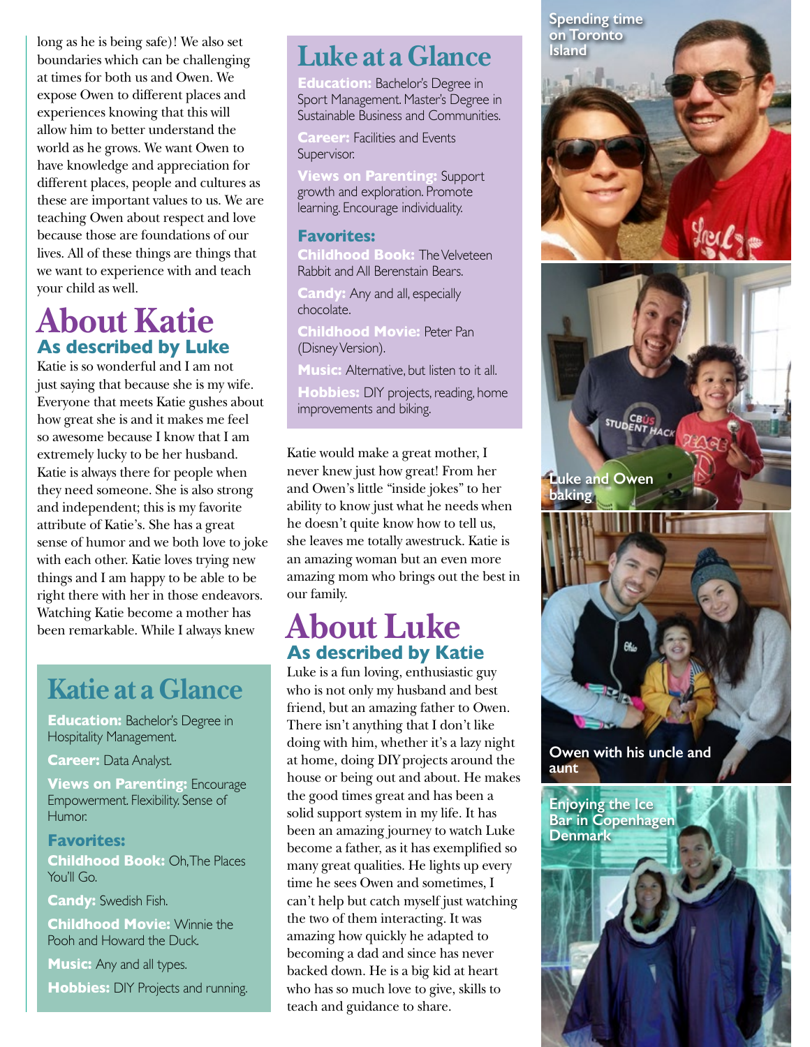long as he is being safe)! We also set boundaries which can be challenging at times for both us and Owen. We expose Owen to different places and experiences knowing that this will allow him to better understand the world as he grows. We want Owen to have knowledge and appreciation for different places, people and cultures as these are important values to us. We are teaching Owen about respect and love because those are foundations of our lives. All of these things are things that we want to experience with and teach your child as well.

# About Katie

## As described by Luke

Katie is so wonderful and I am not just saying that because she is my wife. Everyone that meets Katie gushes about how great she is and it makes me feel so awesome because I know that I am extremely lucky to be her husband. Katie is always there for people when they need someone. She is also strong and independent; this is my favorite attribute of Katie's. She has a great sense of humor and we both love to joke with each other. Katie loves trying new things and I am happy to be able to be right there with her in those endeavors. Watching Katie become a mother has been remarkable. While I always knew Katie would make a great mother, I never knew just how great! From her and Owen's little "inside jokes" to her ability to know just what he needs when he doesn't quite know how to tell us, she leaves me totally awestruck. Katie is an amazing woman but an even more amazing mom who brings out the best in our family.

## Katie at a Glance

**Education:** Bachelor's Degree in Hospitality Management.

**Career:** Data Analyst.

**Views on Parenting:** Encourage Empowerment. Flexibility. Sense of Humor.

**Favorites:**

**Childhood Book:** Oh, The Places You'll Go.

**Candy:** Swedish Fish.

**Childhood Movie:** Winnie the Pooh and Howard the Duck.

**Music:** Any and all types.

**Hobbies:** DIY Projects and running.

## Luke at a Glance

**Education:** Bachelor's Degree in Sport Management. Master's Degree in Sustainable Business and Communities.

**Career:** Facilities and Events Supervisor.

**Views on Parenting:** Support growth and exploration. Promote learning. Encourage individuality.

**Favorites:**

**Childhood Book:** The Velveteen Rabbit and All Berenstain Bears.

**Candy:** Any and all, especially chocolate.

**Childhood Movie:** Peter Pan (Disney Version).

**Music:** Alternative, but listen to it all.

**Hobbies:** DIY projects, reading, home improvements and biking.

# About Luke

## As described by Katie

Luke is a fun loving, enthusiastic guy who is not only my husband and best friend, but an amazing father to Owen. There isn't anything that I don't like doing with him, whether it's a lazy night at home, doing DIY projects around the house or being out and about. He makes the good times great and has been a solid support system in my life. It has been an amazing journey to watch Luke become a father, as it has exemplified so many great qualities. He lights up every time he sees Owen and sometimes, I can't help but catch myself just watching the two of them interacting. It was amazing how quickly he adapted to becoming a dad and since has never backed down. He is a big kid at heart who has so much love to give, skills to teach and guidance to share.

Spending time on Toronto Island

Luke and Owen baking

Owen with his uncle and aunt

Enjoying the Ice Bar in Copenhagen Denmark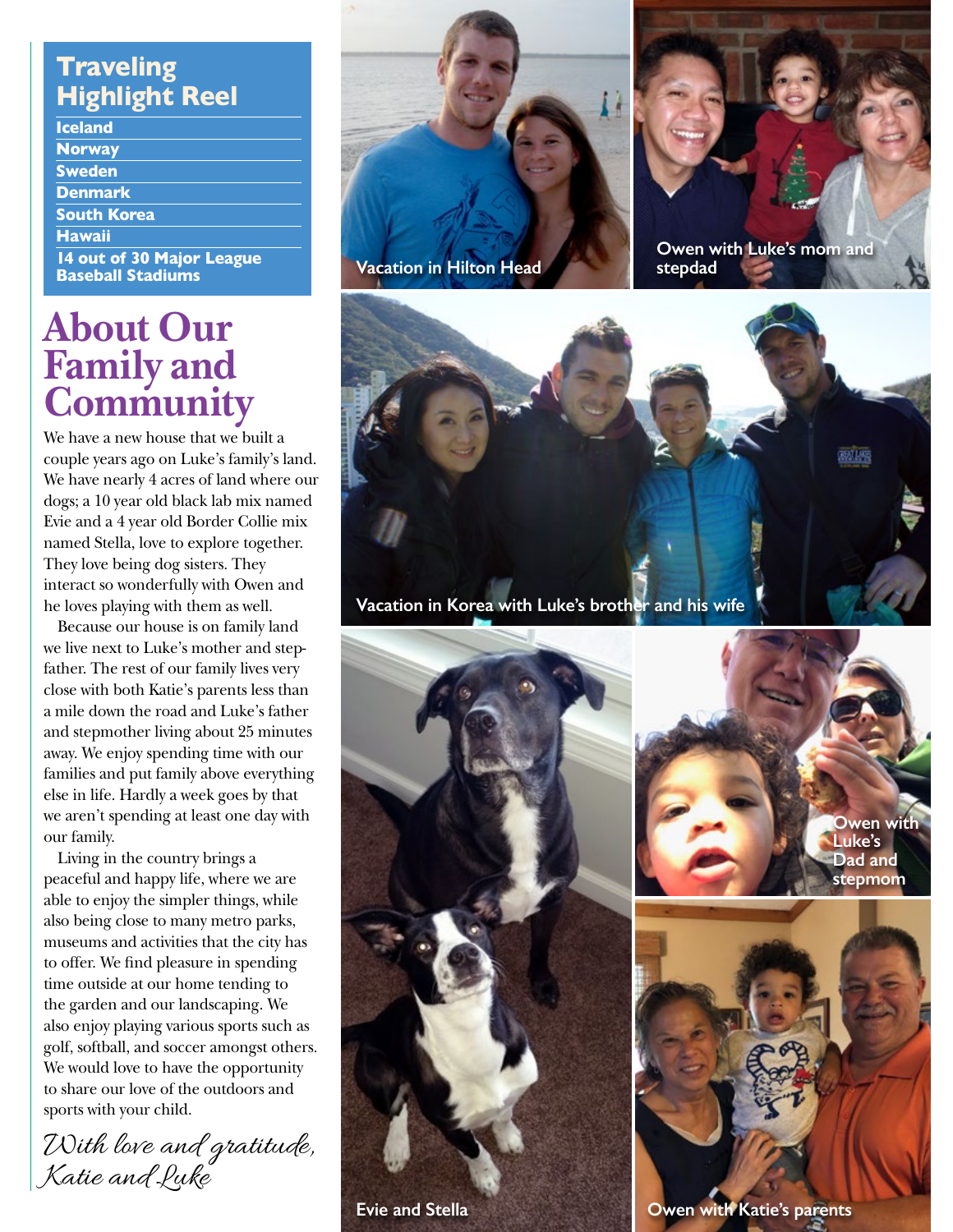## Traveling Highlight Reel

- Iceland
- Norway
- Sweden
- Denmark
- South Korea
- Hawaii
- 14 out of 30 Major League Baseball Stadiums

# About Our Family and Community

We have a new house that we built a couple years ago on Luke's family's land. We have nearly 4 acres of land where our dogs; a 10 year old black lab mix named Evie and a 4 year old Border Collie mix named Stella, love to explore together. They love being dog sisters. They interact so wonderfully with Owen and he loves playing with them as well.

Because our house is on family land we live next to Luke's mother and stepfather. The rest of our family lives very close with both Katie's parents less than a mile down the road and Luke's father and stepmother living about 25 minutes away. We enjoy spending time with our families and put family above everything else in life. Hardly a week goes by that we aren't spending at least one day with our family.

Living in the country brings a peaceful and happy life, where we are able to enjoy the simpler things, while also being close to many metro parks, museums and activities that the city has to offer. We find pleasure in spending time outside at our home tending to the garden and our landscaping. We also enjoy playing various sports such as golf, softball, and soccer amongst others. We would love to have the opportunity to share our love of the outdoors and sports with your child.

*With love and gratitude,*
*Katie and Luke*

Vacation in Hilton Head

Owen with Luke's mom and stepdad

Vacation in Korea with Luke's brother and his wife

Evie and Stella

Owen with Luke's Dad and stepmom

Owen with Katie's parents